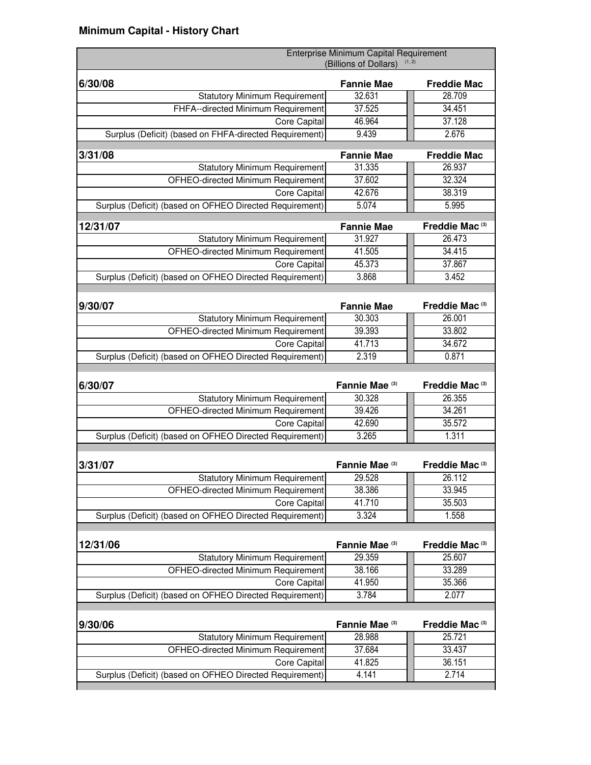## Minimum Capital - History Chart

| | Enterprise Minimum Capital Requirement (Billions of Dollars) [1, 2] | |
|---|---|---|
| **6/30/08** | **Fannie Mae** | **Freddie Mac** |
| Statutory Minimum Requirement | 32.631 | 28.709 |
| FHFA--directed Minimum Requirement | 37.525 | 34.451 |
| Core Capital | 46.964 | 37.128 |
| Surplus (Deficit) (based on FHFA-directed Requirement) | 9.439 | 2.676 |
| **3/31/08** | **Fannie Mae** | **Freddie Mac** |
| Statutory Minimum Requirement | 31.335 | 26.937 |
| OFHEO-directed Minimum Requirement | 37.602 | 32.324 |
| Core Capital | 42.676 | 38.319 |
| Surplus (Deficit) (based on OFHEO Directed Requirement) | 5.074 | 5.995 |
| **12/31/07** | **Fannie Mae** | **Freddie Mac [3]** |
| Statutory Minimum Requirement | 31.927 | 26.473 |
| OFHEO-directed Minimum Requirement | 41.505 | 34.415 |
| Core Capital | 45.373 | 37.867 |
| Surplus (Deficit) (based on OFHEO Directed Requirement) | 3.868 | 3.452 |
| **9/30/07** | **Fannie Mae** | **Freddie Mac [3]** |
| Statutory Minimum Requirement | 30.303 | 26.001 |
| OFHEO-directed Minimum Requirement | 39.393 | 33.802 |
| Core Capital | 41.713 | 34.672 |
| Surplus (Deficit) (based on OFHEO Directed Requirement) | 2.319 | 0.871 |
| **6/30/07** | **Fannie Mae [3]** | **Freddie Mac [3]** |
| Statutory Minimum Requirement | 30.328 | 26.355 |
| OFHEO-directed Minimum Requirement | 39.426 | 34.261 |
| Core Capital | 42.690 | 35.572 |
| Surplus (Deficit) (based on OFHEO Directed Requirement) | 3.265 | 1.311 |
| **3/31/07** | **Fannie Mae [3]** | **Freddie Mac [3]** |
| Statutory Minimum Requirement | 29.528 | 26.112 |
| OFHEO-directed Minimum Requirement | 38.386 | 33.945 |
| Core Capital | 41.710 | 35.503 |
| Surplus (Deficit) (based on OFHEO Directed Requirement) | 3.324 | 1.558 |
| **12/31/06** | **Fannie Mae [3]** | **Freddie Mac [3]** |
| Statutory Minimum Requirement | 29.359 | 25.607 |
| OFHEO-directed Minimum Requirement | 38.166 | 33.289 |
| Core Capital | 41.950 | 35.366 |
| Surplus (Deficit) (based on OFHEO Directed Requirement) | 3.784 | 2.077 |
| **9/30/06** | **Fannie Mae [3]** | **Freddie Mac [3]** |
| Statutory Minimum Requirement | 28.988 | 25.721 |
| OFHEO-directed Minimum Requirement | 37.684 | 33.437 |
| Core Capital | 41.825 | 36.151 |
| Surplus (Deficit) (based on OFHEO Directed Requirement) | 4.141 | 2.714 |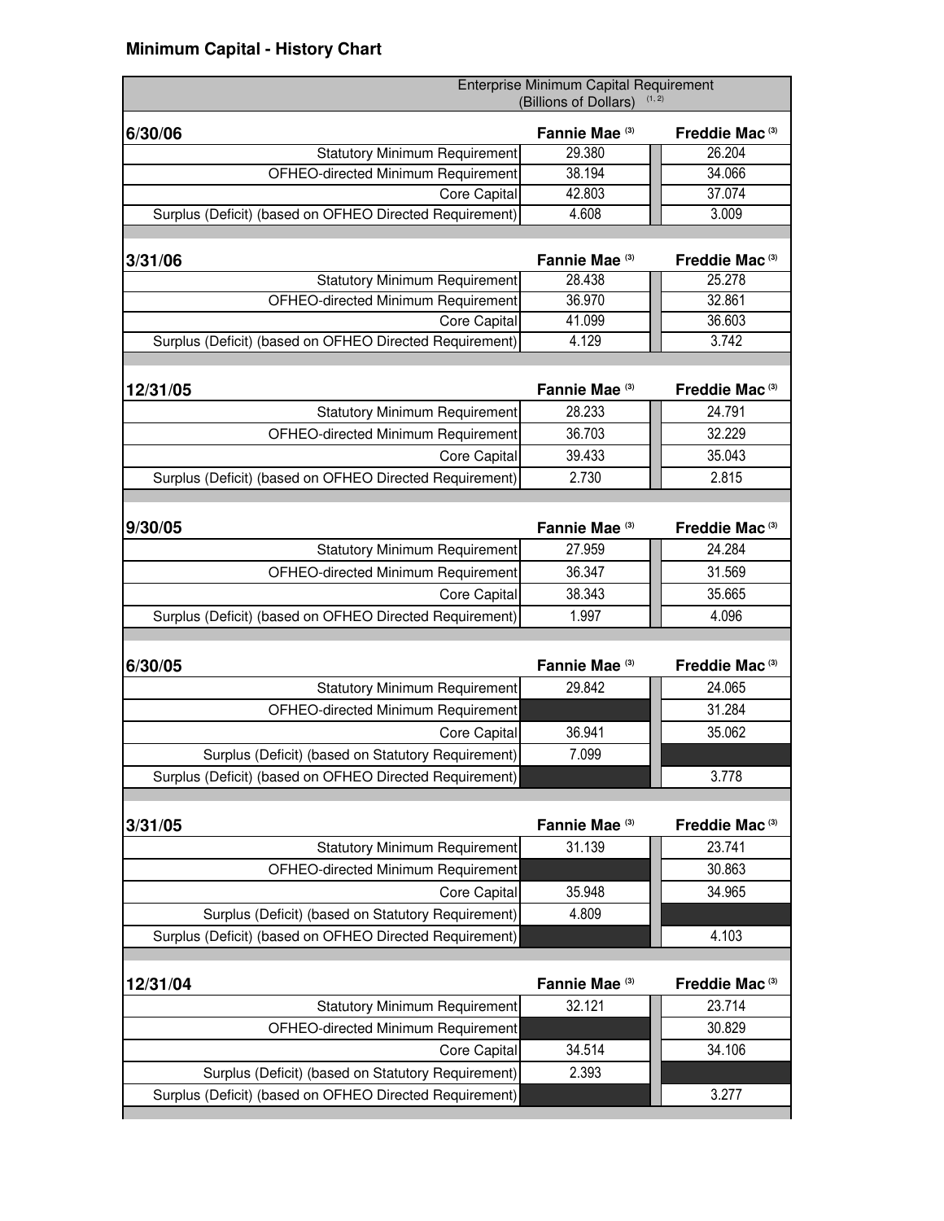## Minimum Capital - History Chart

| | Enterprise Minimum Capital Requirement (Billions of Dollars) [1, 2] | |
|---|---|---|
| **6/30/06** | **Fannie Mae [3]** | **Freddie Mac [3]** |
| Statutory Minimum Requirement | 29.380 | 26.204 |
| OFHEO-directed Minimum Requirement | 38.194 | 34.066 |
| Core Capital | 42.803 | 37.074 |
| Surplus (Deficit) (based on OFHEO Directed Requirement) | 4.608 | 3.009 |
| **3/31/06** | **Fannie Mae [3]** | **Freddie Mac [3]** |
| Statutory Minimum Requirement | 28.438 | 25.278 |
| OFHEO-directed Minimum Requirement | 36.970 | 32.861 |
| Core Capital | 41.099 | 36.603 |
| Surplus (Deficit) (based on OFHEO Directed Requirement) | 4.129 | 3.742 |
| **12/31/05** | **Fannie Mae [3]** | **Freddie Mac [3]** |
| Statutory Minimum Requirement | 28.233 | 24.791 |
| OFHEO-directed Minimum Requirement | 36.703 | 32.229 |
| Core Capital | 39.433 | 35.043 |
| Surplus (Deficit) (based on OFHEO Directed Requirement) | 2.730 | 2.815 |
| **9/30/05** | **Fannie Mae [3]** | **Freddie Mac [3]** |
| Statutory Minimum Requirement | 27.959 | 24.284 |
| OFHEO-directed Minimum Requirement | 36.347 | 31.569 |
| Core Capital | 38.343 | 35.665 |
| Surplus (Deficit) (based on OFHEO Directed Requirement) | 1.997 | 4.096 |
| **6/30/05** | **Fannie Mae [3]** | **Freddie Mac [3]** |
| Statutory Minimum Requirement | 29.842 | 24.065 |
| OFHEO-directed Minimum Requirement | | 31.284 |
| Core Capital | 36.941 | 35.062 |
| Surplus (Deficit) (based on Statutory Requirement) | 7.099 | |
| Surplus (Deficit) (based on OFHEO Directed Requirement) | | 3.778 |
| **3/31/05** | **Fannie Mae [3]** | **Freddie Mac [3]** |
| Statutory Minimum Requirement | 31.139 | 23.741 |
| OFHEO-directed Minimum Requirement | | 30.863 |
| Core Capital | 35.948 | 34.965 |
| Surplus (Deficit) (based on Statutory Requirement) | 4.809 | |
| Surplus (Deficit) (based on OFHEO Directed Requirement) | | 4.103 |
| **12/31/04** | **Fannie Mae [3]** | **Freddie Mac [3]** |
| Statutory Minimum Requirement | 32.121 | 23.714 |
| OFHEO-directed Minimum Requirement | | 30.829 |
| Core Capital | 34.514 | 34.106 |
| Surplus (Deficit) (based on Statutory Requirement) | 2.393 | |
| Surplus (Deficit) (based on OFHEO Directed Requirement) | | 3.277 |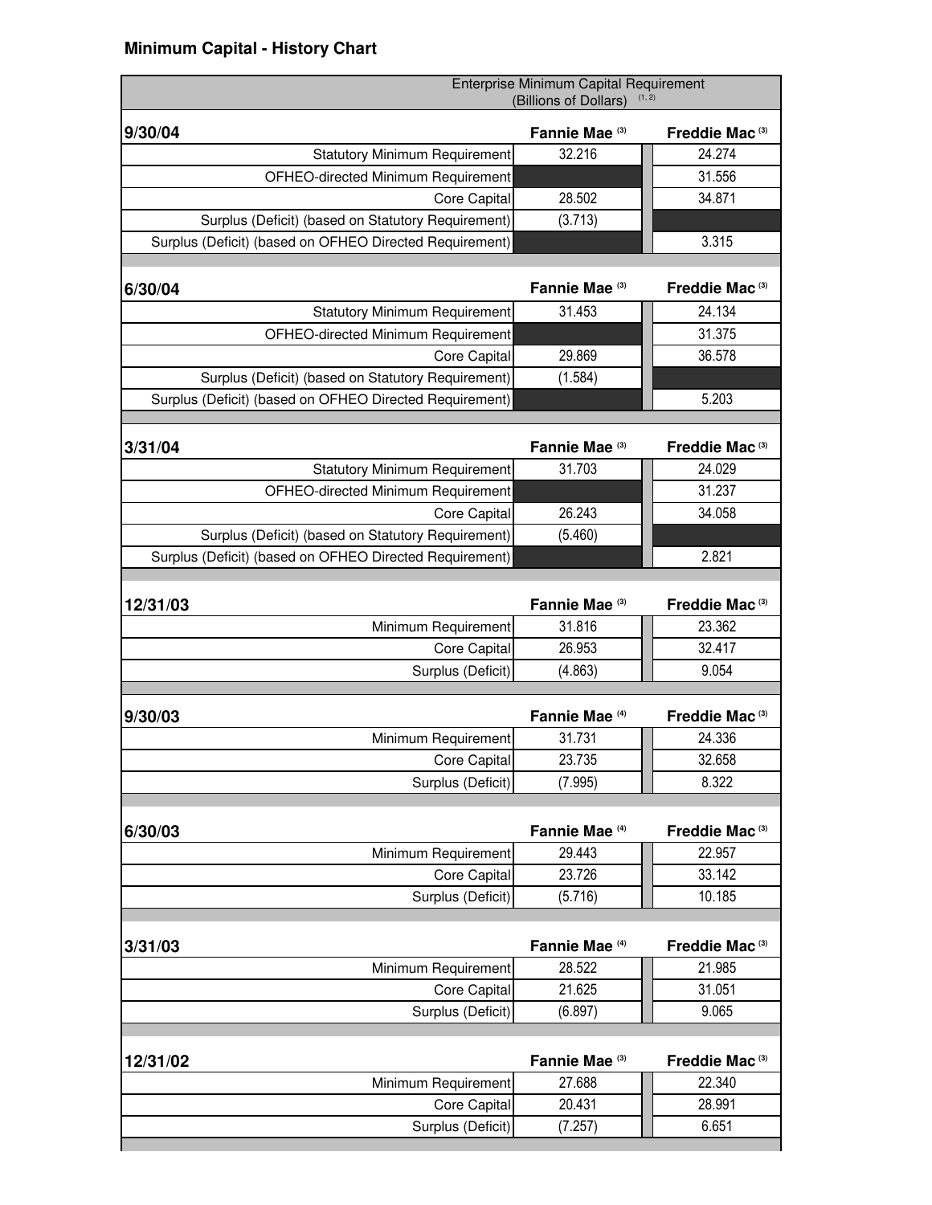## Minimum Capital - History Chart

| | Enterprise Minimum Capital Requirement (Billions of Dollars) [1, 2] | |
|---|---|---|
| **9/30/04** | **Fannie Mae [3]** | **Freddie Mac [3]** |
| Statutory Minimum Requirement | 32.216 | 24.274 |
| OFHEO-directed Minimum Requirement | | 31.556 |
| Core Capital | 28.502 | 34.871 |
| Surplus (Deficit) (based on Statutory Requirement) | (3.713) | |
| Surplus (Deficit) (based on OFHEO Directed Requirement) | | 3.315 |
| **6/30/04** | **Fannie Mae [3]** | **Freddie Mac [3]** |
| Statutory Minimum Requirement | 31.453 | 24.134 |
| OFHEO-directed Minimum Requirement | | 31.375 |
| Core Capital | 29.869 | 36.578 |
| Surplus (Deficit) (based on Statutory Requirement) | (1.584) | |
| Surplus (Deficit) (based on OFHEO Directed Requirement) | | 5.203 |
| **3/31/04** | **Fannie Mae [3]** | **Freddie Mac [3]** |
| Statutory Minimum Requirement | 31.703 | 24.029 |
| OFHEO-directed Minimum Requirement | | 31.237 |
| Core Capital | 26.243 | 34.058 |
| Surplus (Deficit) (based on Statutory Requirement) | (5.460) | |
| Surplus (Deficit) (based on OFHEO Directed Requirement) | | 2.821 |
| **12/31/03** | **Fannie Mae [3]** | **Freddie Mac [3]** |
| Minimum Requirement | 31.816 | 23.362 |
| Core Capital | 26.953 | 32.417 |
| Surplus (Deficit) | (4.863) | 9.054 |
| **9/30/03** | **Fannie Mae [4]** | **Freddie Mac [3]** |
| Minimum Requirement | 31.731 | 24.336 |
| Core Capital | 23.735 | 32.658 |
| Surplus (Deficit) | (7.995) | 8.322 |
| **6/30/03** | **Fannie Mae [4]** | **Freddie Mac [3]** |
| Minimum Requirement | 29.443 | 22.957 |
| Core Capital | 23.726 | 33.142 |
| Surplus (Deficit) | (5.716) | 10.185 |
| **3/31/03** | **Fannie Mae [4]** | **Freddie Mac [3]** |
| Minimum Requirement | 28.522 | 21.985 |
| Core Capital | 21.625 | 31.051 |
| Surplus (Deficit) | (6.897) | 9.065 |
| **12/31/02** | **Fannie Mae [3]** | **Freddie Mac [3]** |
| Minimum Requirement | 27.688 | 22.340 |
| Core Capital | 20.431 | 28.991 |
| Surplus (Deficit) | (7.257) | 6.651 |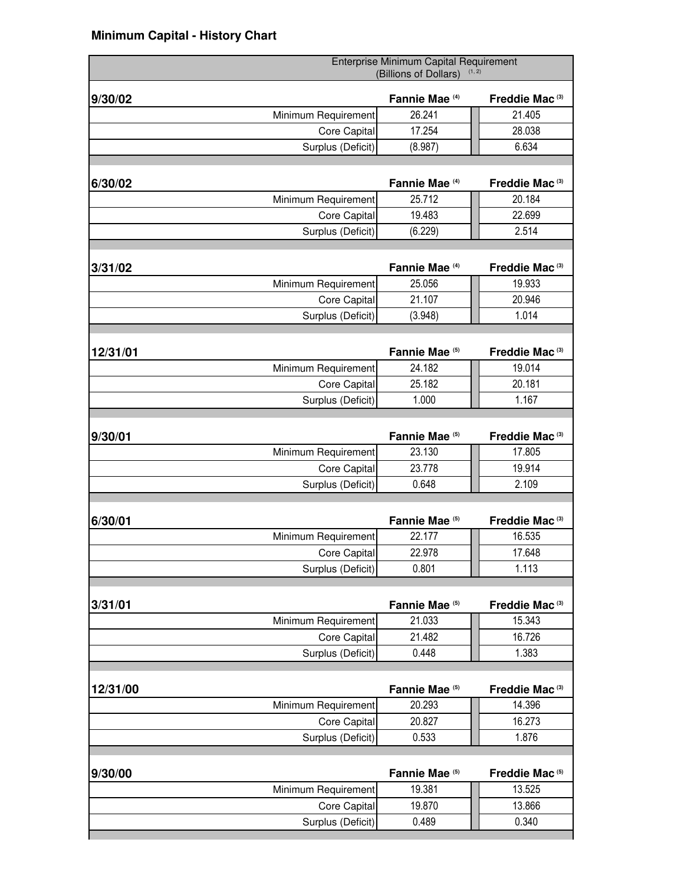## Minimum Capital - History Chart

| | Enterprise Minimum Capital Requirement (Billions of Dollars) [1, 2] | |
|---|---|---|
| **9/30/02** | **Fannie Mae [4]** | **Freddie Mac [3]** |
| Minimum Requirement | 26.241 | 21.405 |
| Core Capital | 17.254 | 28.038 |
| Surplus (Deficit) | (8.987) | 6.634 |
| **6/30/02** | **Fannie Mae [4]** | **Freddie Mac [3]** |
| Minimum Requirement | 25.712 | 20.184 |
| Core Capital | 19.483 | 22.699 |
| Surplus (Deficit) | (6.229) | 2.514 |
| **3/31/02** | **Fannie Mae [4]** | **Freddie Mac [3]** |
| Minimum Requirement | 25.056 | 19.933 |
| Core Capital | 21.107 | 20.946 |
| Surplus (Deficit) | (3.948) | 1.014 |
| **12/31/01** | **Fannie Mae [5]** | **Freddie Mac [3]** |
| Minimum Requirement | 24.182 | 19.014 |
| Core Capital | 25.182 | 20.181 |
| Surplus (Deficit) | 1.000 | 1.167 |
| **9/30/01** | **Fannie Mae [5]** | **Freddie Mac [3]** |
| Minimum Requirement | 23.130 | 17.805 |
| Core Capital | 23.778 | 19.914 |
| Surplus (Deficit) | 0.648 | 2.109 |
| **6/30/01** | **Fannie Mae [5]** | **Freddie Mac [3]** |
| Minimum Requirement | 22.177 | 16.535 |
| Core Capital | 22.978 | 17.648 |
| Surplus (Deficit) | 0.801 | 1.113 |
| **3/31/01** | **Fannie Mae [5]** | **Freddie Mac [3]** |
| Minimum Requirement | 21.033 | 15.343 |
| Core Capital | 21.482 | 16.726 |
| Surplus (Deficit) | 0.448 | 1.383 |
| **12/31/00** | **Fannie Mae [5]** | **Freddie Mac [3]** |
| Minimum Requirement | 20.293 | 14.396 |
| Core Capital | 20.827 | 16.273 |
| Surplus (Deficit) | 0.533 | 1.876 |
| **9/30/00** | **Fannie Mae [5]** | **Freddie Mac [5]** |
| Minimum Requirement | 19.381 | 13.525 |
| Core Capital | 19.870 | 13.866 |
| Surplus (Deficit) | 0.489 | 0.340 |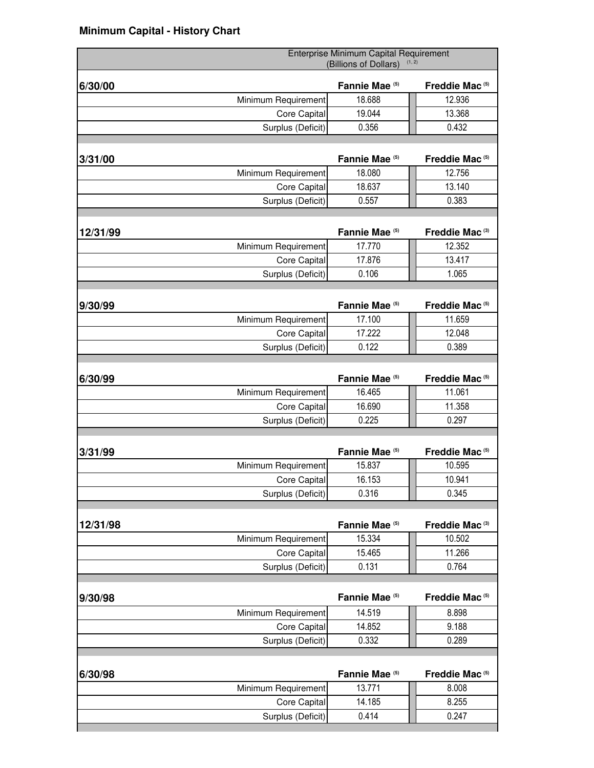## Minimum Capital - History Chart

| | Enterprise Minimum Capital Requirement (Billions of Dollars) [1, 2] | |
|---|---|---|
| **6/30/00** | **Fannie Mae [5]** | **Freddie Mac [5]** |
| Minimum Requirement | 18.688 | 12.936 |
| Core Capital | 19.044 | 13.368 |
| Surplus (Deficit) | 0.356 | 0.432 |
| **3/31/00** | **Fannie Mae [5]** | **Freddie Mac [5]** |
| Minimum Requirement | 18.080 | 12.756 |
| Core Capital | 18.637 | 13.140 |
| Surplus (Deficit) | 0.557 | 0.383 |
| **12/31/99** | **Fannie Mae [5]** | **Freddie Mac [3]** |
| Minimum Requirement | 17.770 | 12.352 |
| Core Capital | 17.876 | 13.417 |
| Surplus (Deficit) | 0.106 | 1.065 |
| **9/30/99** | **Fannie Mae [5]** | **Freddie Mac [5]** |
| Minimum Requirement | 17.100 | 11.659 |
| Core Capital | 17.222 | 12.048 |
| Surplus (Deficit) | 0.122 | 0.389 |
| **6/30/99** | **Fannie Mae [5]** | **Freddie Mac [5]** |
| Minimum Requirement | 16.465 | 11.061 |
| Core Capital | 16.690 | 11.358 |
| Surplus (Deficit) | 0.225 | 0.297 |
| **3/31/99** | **Fannie Mae [5]** | **Freddie Mac [5]** |
| Minimum Requirement | 15.837 | 10.595 |
| Core Capital | 16.153 | 10.941 |
| Surplus (Deficit) | 0.316 | 0.345 |
| **12/31/98** | **Fannie Mae [5]** | **Freddie Mac [3]** |
| Minimum Requirement | 15.334 | 10.502 |
| Core Capital | 15.465 | 11.266 |
| Surplus (Deficit) | 0.131 | 0.764 |
| **9/30/98** | **Fannie Mae [5]** | **Freddie Mac [5]** |
| Minimum Requirement | 14.519 | 8.898 |
| Core Capital | 14.852 | 9.188 |
| Surplus (Deficit) | 0.332 | 0.289 |
| **6/30/98** | **Fannie Mae [5]** | **Freddie Mac [5]** |
| Minimum Requirement | 13.771 | 8.008 |
| Core Capital | 14.185 | 8.255 |
| Surplus (Deficit) | 0.414 | 0.247 |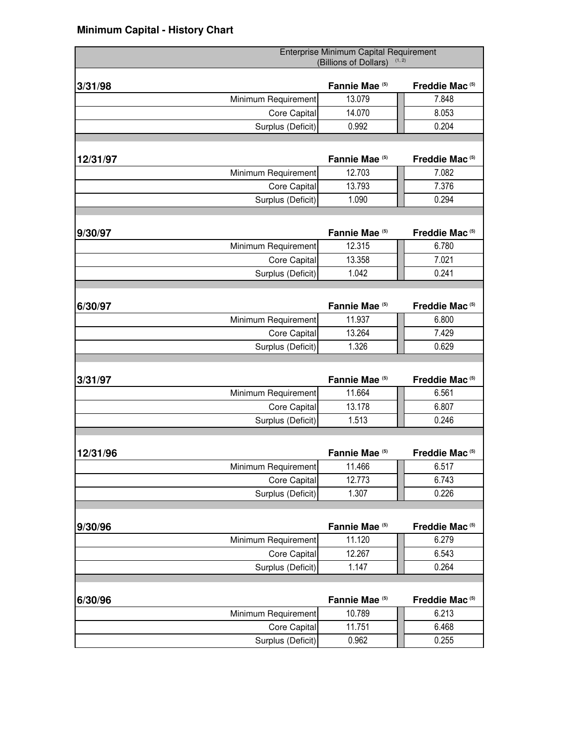# Minimum Capital - History Chart

| | Enterprise Minimum Capital Requirement (Billions of Dollars) [1, 2] | |
|---|---|---|
| **3/31/98** | **Fannie Mae [5]** | **Freddie Mac [5]** |
| Minimum Requirement | 13.079 | 7.848 |
| Core Capital | 14.070 | 8.053 |
| Surplus (Deficit) | 0.992 | 0.204 |
| **12/31/97** | **Fannie Mae [5]** | **Freddie Mac [5]** |
| Minimum Requirement | 12.703 | 7.082 |
| Core Capital | 13.793 | 7.376 |
| Surplus (Deficit) | 1.090 | 0.294 |
| **9/30/97** | **Fannie Mae [5]** | **Freddie Mac [5]** |
| Minimum Requirement | 12.315 | 6.780 |
| Core Capital | 13.358 | 7.021 |
| Surplus (Deficit) | 1.042 | 0.241 |
| **6/30/97** | **Fannie Mae [5]** | **Freddie Mac [5]** |
| Minimum Requirement | 11.937 | 6.800 |
| Core Capital | 13.264 | 7.429 |
| Surplus (Deficit) | 1.326 | 0.629 |
| **3/31/97** | **Fannie Mae [5]** | **Freddie Mac [5]** |
| Minimum Requirement | 11.664 | 6.561 |
| Core Capital | 13.178 | 6.807 |
| Surplus (Deficit) | 1.513 | 0.246 |
| **12/31/96** | **Fannie Mae [5]** | **Freddie Mac [5]** |
| Minimum Requirement | 11.466 | 6.517 |
| Core Capital | 12.773 | 6.743 |
| Surplus (Deficit) | 1.307 | 0.226 |
| **9/30/96** | **Fannie Mae [5]** | **Freddie Mac [5]** |
| Minimum Requirement | 11.120 | 6.279 |
| Core Capital | 12.267 | 6.543 |
| Surplus (Deficit) | 1.147 | 0.264 |
| **6/30/96** | **Fannie Mae [5]** | **Freddie Mac [5]** |
| Minimum Requirement | 10.789 | 6.213 |
| Core Capital | 11.751 | 6.468 |
| Surplus (Deficit) | 0.962 | 0.255 |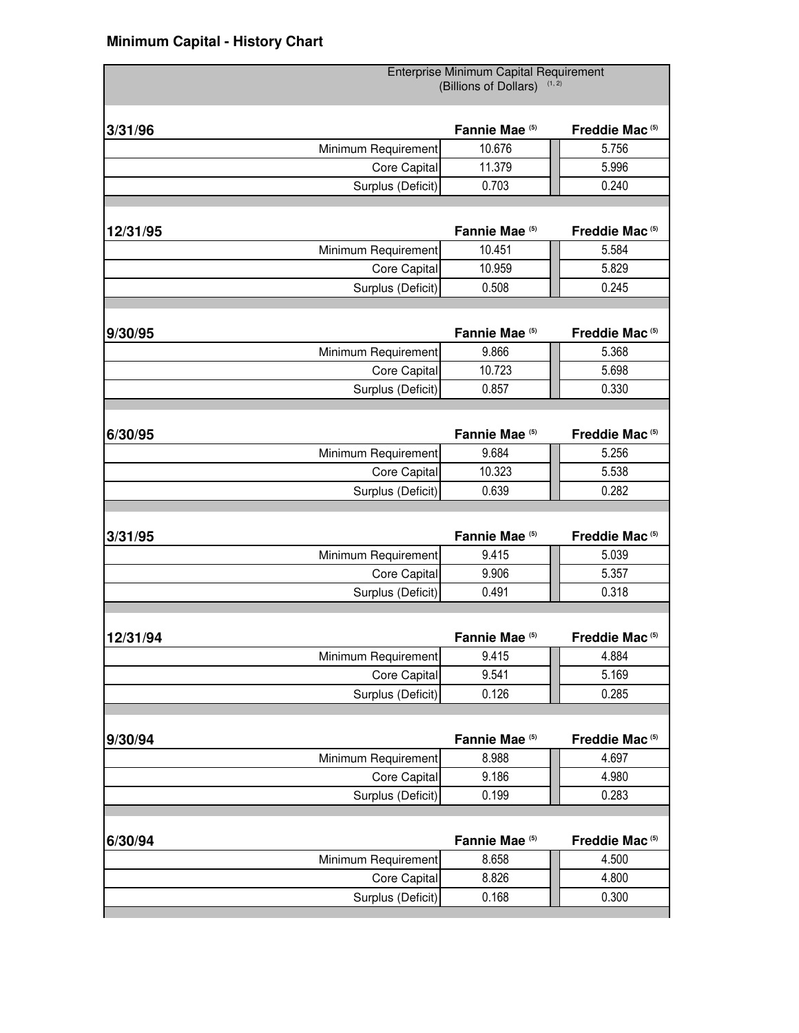## Minimum Capital - History Chart

| Enterprise Minimum Capital Requirement (Billions of Dollars) [1, 2] | | |
|---|---|---|
| **3/31/96** | **Fannie Mae [5]** | **Freddie Mac [5]** |
| Minimum Requirement | 10.676 | 5.756 |
| Core Capital | 11.379 | 5.996 |
| Surplus (Deficit) | 0.703 | 0.240 |
| **12/31/95** | **Fannie Mae [5]** | **Freddie Mac [5]** |
| Minimum Requirement | 10.451 | 5.584 |
| Core Capital | 10.959 | 5.829 |
| Surplus (Deficit) | 0.508 | 0.245 |
| **9/30/95** | **Fannie Mae [5]** | **Freddie Mac [5]** |
| Minimum Requirement | 9.866 | 5.368 |
| Core Capital | 10.723 | 5.698 |
| Surplus (Deficit) | 0.857 | 0.330 |
| **6/30/95** | **Fannie Mae [5]** | **Freddie Mac [5]** |
| Minimum Requirement | 9.684 | 5.256 |
| Core Capital | 10.323 | 5.538 |
| Surplus (Deficit) | 0.639 | 0.282 |
| **3/31/95** | **Fannie Mae [5]** | **Freddie Mac [5]** |
| Minimum Requirement | 9.415 | 5.039 |
| Core Capital | 9.906 | 5.357 |
| Surplus (Deficit) | 0.491 | 0.318 |
| **12/31/94** | **Fannie Mae [5]** | **Freddie Mac [5]** |
| Minimum Requirement | 9.415 | 4.884 |
| Core Capital | 9.541 | 5.169 |
| Surplus (Deficit) | 0.126 | 0.285 |
| **9/30/94** | **Fannie Mae [5]** | **Freddie Mac [5]** |
| Minimum Requirement | 8.988 | 4.697 |
| Core Capital | 9.186 | 4.980 |
| Surplus (Deficit) | 0.199 | 0.283 |
| **6/30/94** | **Fannie Mae [5]** | **Freddie Mac [5]** |
| Minimum Requirement | 8.658 | 4.500 |
| Core Capital | 8.826 | 4.800 |
| Surplus (Deficit) | 0.168 | 0.300 |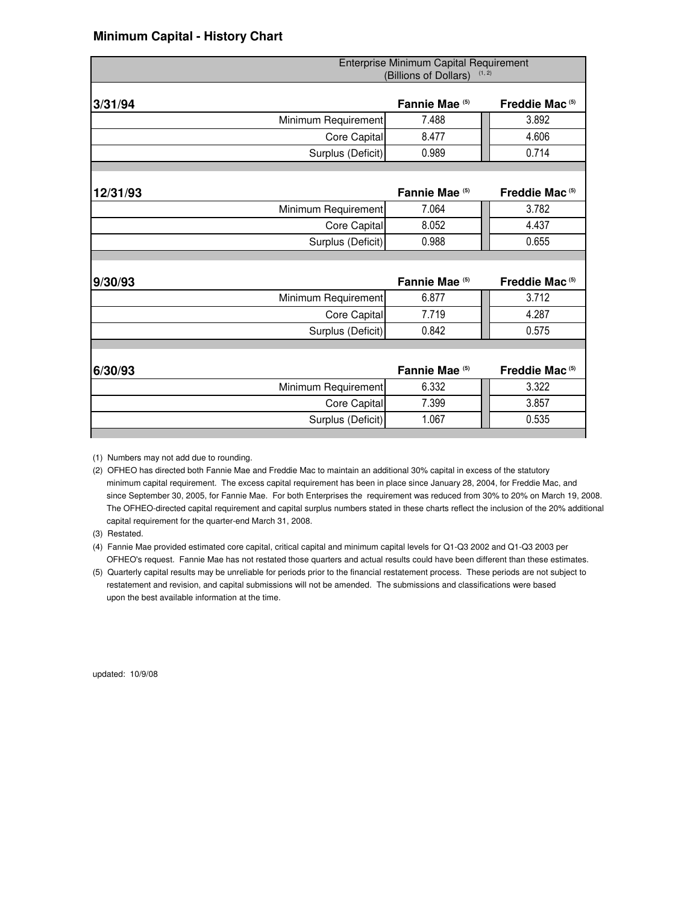## Minimum Capital - History Chart

| Enterprise Minimum Capital Requirement (Billions of Dollars) [1, 2] | | |
|---|---|---|
| **3/31/94** | **Fannie Mae [5]** | **Freddie Mac [5]** |
| Minimum Requirement | 7.488 | 3.892 |
| Core Capital | 8.477 | 4.606 |
| Surplus (Deficit) | 0.989 | 0.714 |
| **12/31/93** | **Fannie Mae [5]** | **Freddie Mac [5]** |
| Minimum Requirement | 7.064 | 3.782 |
| Core Capital | 8.052 | 4.437 |
| Surplus (Deficit) | 0.988 | 0.655 |
| **9/30/93** | **Fannie Mae [5]** | **Freddie Mac [5]** |
| Minimum Requirement | 6.877 | 3.712 |
| Core Capital | 7.719 | 4.287 |
| Surplus (Deficit) | 0.842 | 0.575 |
| **6/30/93** | **Fannie Mae [5]** | **Freddie Mac [5]** |
| Minimum Requirement | 6.332 | 3.322 |
| Core Capital | 7.399 | 3.857 |
| Surplus (Deficit) | 1.067 | 0.535 |

(1) Numbers may not add due to rounding.

(2) OFHEO has directed both Fannie Mae and Freddie Mac to maintain an additional 30% capital in excess of the statutory minimum capital requirement. The excess capital requirement has been in place since January 28, 2004, for Freddie Mac, and since September 30, 2005, for Fannie Mae. For both Enterprises the requirement was reduced from 30% to 20% on March 19, 2008. The OFHEO-directed capital requirement and capital surplus numbers stated in these charts reflect the inclusion of the 20% additional capital requirement for the quarter-end March 31, 2008.

(3) Restated.

(4) Fannie Mae provided estimated core capital, critical capital and minimum capital levels for Q1-Q3 2002 and Q1-Q3 2003 per OFHEO's request. Fannie Mae has not restated those quarters and actual results could have been different than these estimates.

(5) Quarterly capital results may be unreliable for periods prior to the financial restatement process. These periods are not subject to restatement and revision, and capital submissions will not be amended. The submissions and classifications were based upon the best available information at the time.

updated: 10/9/08